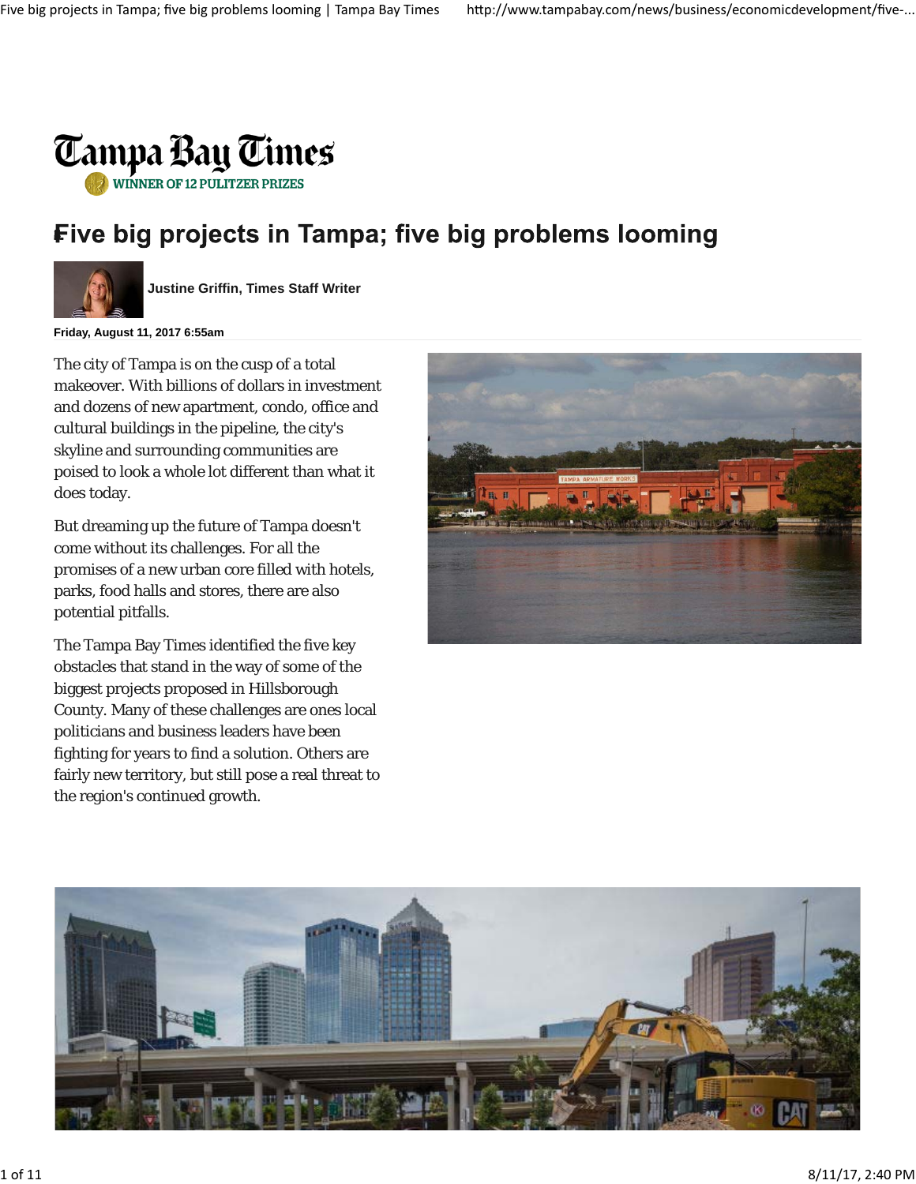Tampa Bay Times

WINNER OF 12 PULITZER PRIZES

# Five big projects in Tampa; five big problems looming

**Justine Griffin, Times Staff Writer**

**Friday, August 11, 2017 6:55am**

The city of Tampa is on the cusp of a total makeover. With billions of dollars in investment and dozens of new apartment, condo, office and cultural buildings in the pipeline, the city's skyline and surrounding communities are poised to look a whole lot different than what it does today.

But dreaming up the future of Tampa doesn't come without its challenges. For all the promises of a new urban core filled with hotels, parks, food halls and stores, there are also potential pitfalls.

The Tampa Bay Times identified the five key obstacles that stand in the way of some of the biggest projects proposed in Hillsborough County. Many of these challenges are ones local politicians and business leaders have been fighting for years to find a solution. Others are fairly new territory, but still pose a real threat to the region's continued growth.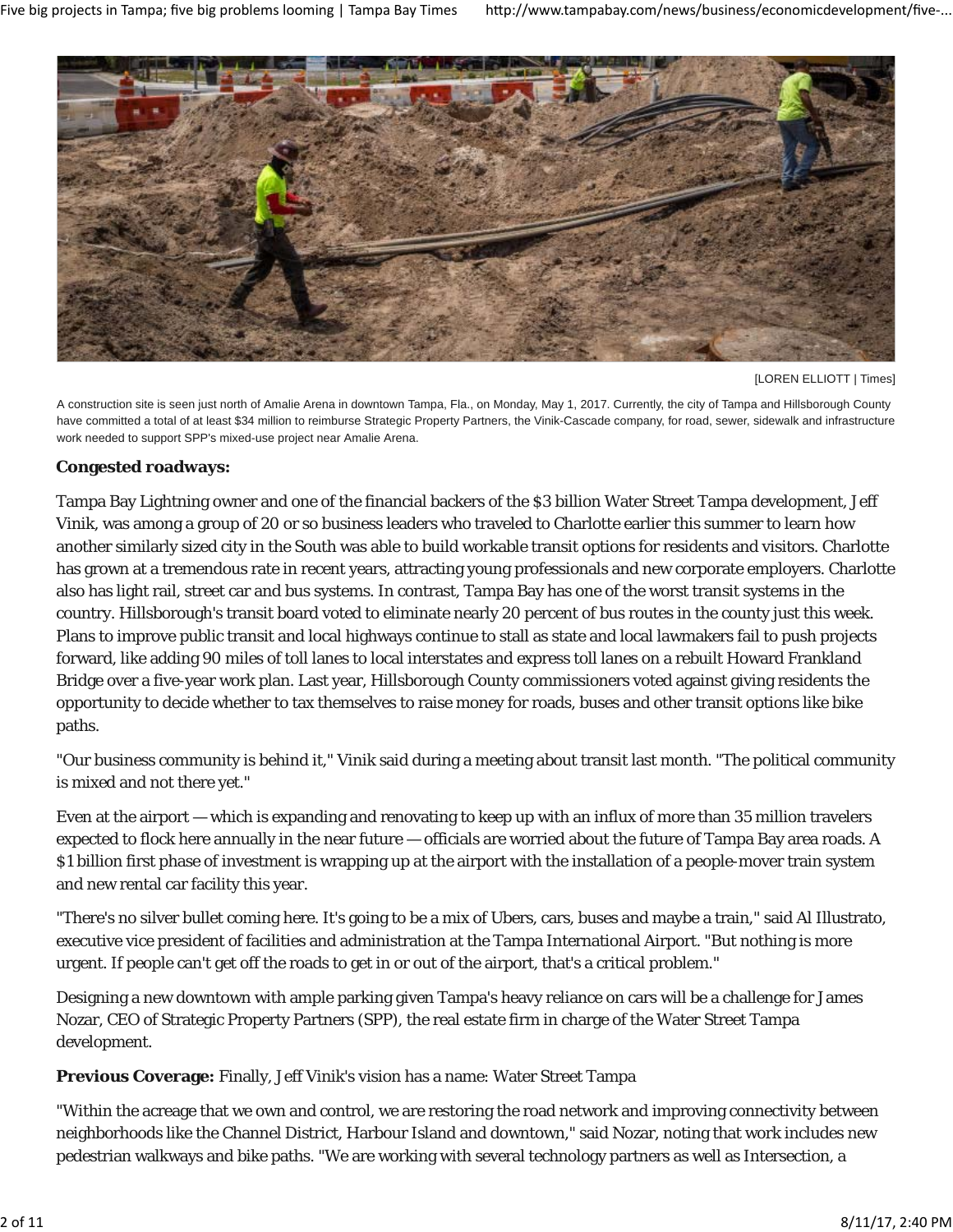[LOREN ELLIOTT | Times]

A construction site is seen just north of Amalie Arena in downtown Tampa, Fla., on Monday, May 1, 2017. Currently, the city of Tampa and Hillsborough County have committed a total of at least $34 million to reimburse Strategic Property Partners, the Vinik-Cascade company, for road, sewer, sidewalk and infrastructure work needed to support SPP's mixed-use project near Amalie Arena.

**Congested roadways:**

Tampa Bay Lightning owner and one of the financial backers of the $3 billion Water Street Tampa development, Jeff Vinik, was among a group of 20 or so business leaders who traveled to Charlotte earlier this summer to learn how another similarly sized city in the South was able to build workable transit options for residents and visitors. Charlotte has grown at a tremendous rate in recent years, attracting young professionals and new corporate employers. Charlotte also has light rail, street car and bus systems. In contrast, Tampa Bay has one of the worst transit systems in the country. Hillsborough's transit board voted to eliminate nearly 20 percent of bus routes in the county just this week. Plans to improve public transit and local highways continue to stall as state and local lawmakers fail to push projects forward, like adding 90 miles of toll lanes to local interstates and express toll lanes on a rebuilt Howard Frankland Bridge over a five-year work plan. Last year, Hillsborough County commissioners voted against giving residents the opportunity to decide whether to tax themselves to raise money for roads, buses and other transit options like bike paths.

"Our business community is behind it," Vinik said during a meeting about transit last month. "The political community is mixed and not there yet."

Even at the airport — which is expanding and renovating to keep up with an influx of more than 35 million travelers expected to flock here annually in the near future — officials are worried about the future of Tampa Bay area roads. A $1 billion first phase of investment is wrapping up at the airport with the installation of a people-mover train system and new rental car facility this year.

"There's no silver bullet coming here. It's going to be a mix of Ubers, cars, buses and maybe a train," said Al Illustrato, executive vice president of facilities and administration at the Tampa International Airport. "But nothing is more urgent. If people can't get off the roads to get in or out of the airport, that's a critical problem."

Designing a new downtown with ample parking given Tampa's heavy reliance on cars will be a challenge for James Nozar, CEO of Strategic Property Partners (SPP), the real estate firm in charge of the Water Street Tampa development.

**Previous Coverage:** Finally, Jeff Vinik's vision has a name: Water Street Tampa

"Within the acreage that we own and control, we are restoring the road network and improving connectivity between neighborhoods like the Channel District, Harbour Island and downtown," said Nozar, noting that work includes new pedestrian walkways and bike paths. "We are working with several technology partners as well as Intersection, a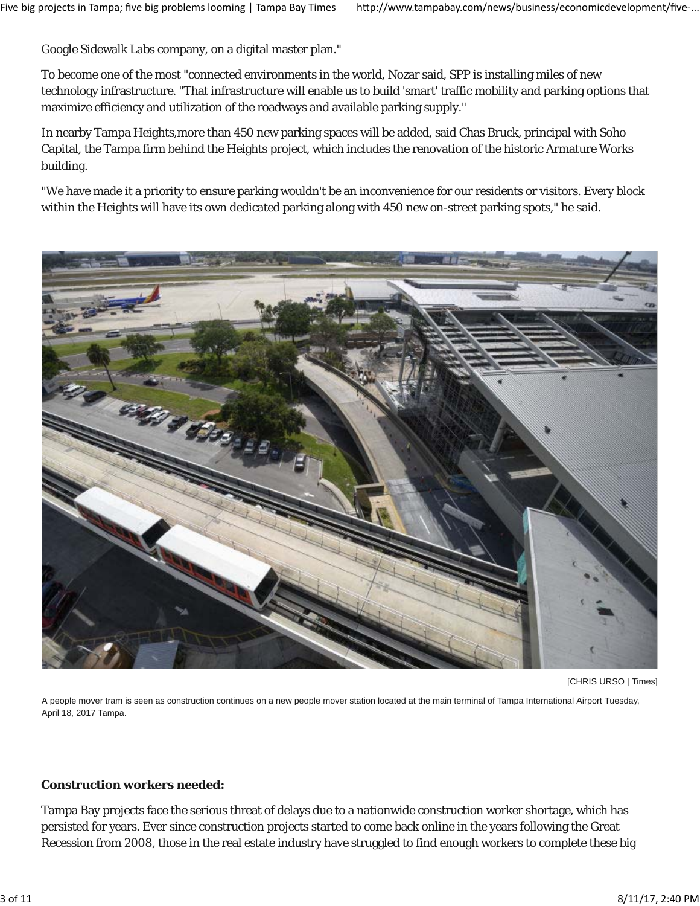Google Sidewalk Labs company, on a digital master plan."

To become one of the most "connected environments in the world, Nozar said, SPP is installing miles of new technology infrastructure. "That infrastructure will enable us to build 'smart' traffic mobility and parking options that maximize efficiency and utilization of the roadways and available parking supply."

In nearby Tampa Heights,more than 450 new parking spaces will be added, said Chas Bruck, principal with Soho Capital, the Tampa firm behind the Heights project, which includes the renovation of the historic Armature Works building.

"We have made it a priority to ensure parking wouldn't be an inconvenience for our residents or visitors. Every block within the Heights will have its own dedicated parking along with 450 new on-street parking spots," he said.

[CHRIS URSO | Times]

A people mover tram is seen as construction continues on a new people mover station located at the main terminal of Tampa International Airport Tuesday, April 18, 2017 Tampa.

**Construction workers needed:**

Tampa Bay projects face the serious threat of delays due to a nationwide construction worker shortage, which has persisted for years. Ever since construction projects started to come back online in the years following the Great Recession from 2008, those in the real estate industry have struggled to find enough workers to complete these big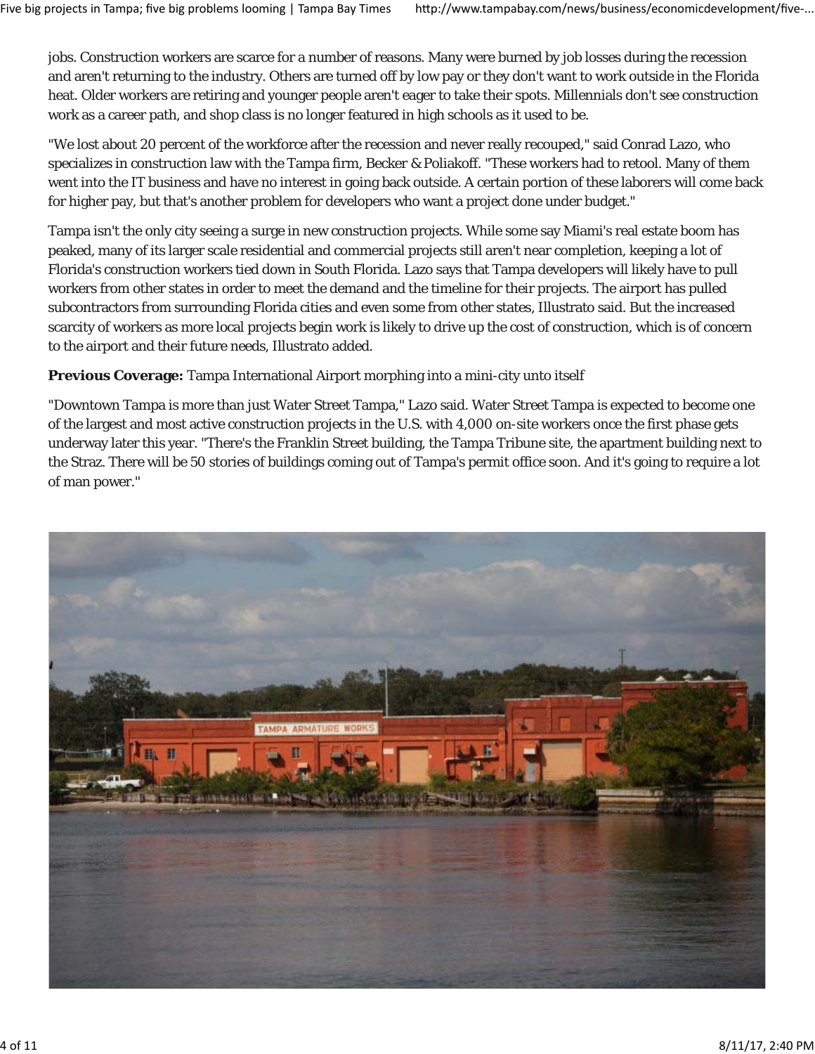jobs. Construction workers are scarce for a number of reasons. Many were burned by job losses during the recession and aren't returning to the industry. Others are turned off by low pay or they don't want to work outside in the Florida heat. Older workers are retiring and younger people aren't eager to take their spots. Millennials don't see construction work as a career path, and shop class is no longer featured in high schools as it used to be.

"We lost about 20 percent of the workforce after the recession and never really recouped," said Conrad Lazo, who specializes in construction law with the Tampa firm, Becker & Poliakoff. "These workers had to retool. Many of them went into the IT business and have no interest in going back outside. A certain portion of these laborers will come back for higher pay, but that's another problem for developers who want a project done under budget."

Tampa isn't the only city seeing a surge in new construction projects. While some say Miami's real estate boom has peaked, many of its larger scale residential and commercial projects still aren't near completion, keeping a lot of Florida's construction workers tied down in South Florida. Lazo says that Tampa developers will likely have to pull workers from other states in order to meet the demand and the timeline for their projects. The airport has pulled subcontractors from surrounding Florida cities and even some from other states, Illustrato said. But the increased scarcity of workers as more local projects begin work is likely to drive up the cost of construction, which is of concern to the airport and their future needs, Illustrato added.

**Previous Coverage:** Tampa International Airport morphing into a mini-city unto itself

"Downtown Tampa is more than just Water Street Tampa," Lazo said. Water Street Tampa is expected to become one of the largest and most active construction projects in the U.S. with 4,000 on-site workers once the first phase gets underway later this year. "There's the Franklin Street building, the Tampa Tribune site, the apartment building next to the Straz. There will be 50 stories of buildings coming out of Tampa's permit office soon. And it's going to require a lot of man power."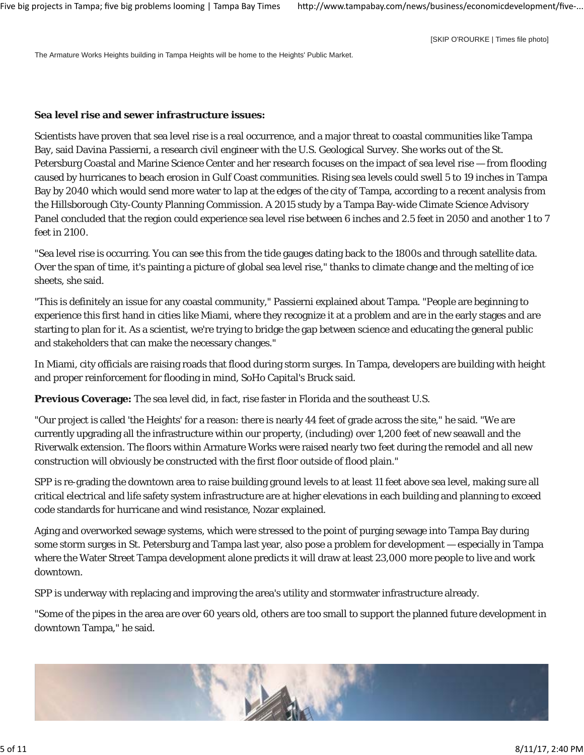[SKIP O'ROURKE | Times file photo]

The Armature Works Heights building in Tampa Heights will be home to the Heights' Public Market.

**Sea level rise and sewer infrastructure issues:**

Scientists have proven that sea level rise is a real occurrence, and a major threat to coastal communities like Tampa Bay, said Davina Passierni, a research civil engineer with the U.S. Geological Survey. She works out of the St. Petersburg Coastal and Marine Science Center and her research focuses on the impact of sea level rise — from flooding caused by hurricanes to beach erosion in Gulf Coast communities. Rising sea levels could swell 5 to 19 inches in Tampa Bay by 2040 which would send more water to lap at the edges of the city of Tampa, according to a recent analysis from the Hillsborough City-County Planning Commission. A 2015 study by a Tampa Bay-wide Climate Science Advisory Panel concluded that the region could experience sea level rise between 6 inches and 2.5 feet in 2050 and another 1 to 7 feet in 2100.

"Sea level rise is occurring. You can see this from the tide gauges dating back to the 1800s and through satellite data. Over the span of time, it's painting a picture of global sea level rise," thanks to climate change and the melting of ice sheets, she said.

"This is definitely an issue for any coastal community," Passierni explained about Tampa. "People are beginning to experience this first hand in cities like Miami, where they recognize it at a problem and are in the early stages and are starting to plan for it. As a scientist, we're trying to bridge the gap between science and educating the general public and stakeholders that can make the necessary changes."

In Miami, city officials are raising roads that flood during storm surges. In Tampa, developers are building with height and proper reinforcement for flooding in mind, SoHo Capital's Bruck said.

**Previous Coverage:** The sea level did, in fact, rise faster in Florida and the southeast U.S.

"Our project is called 'the Heights' for a reason: there is nearly 44 feet of grade across the site," he said. "We are currently upgrading all the infrastructure within our property, (including) over 1,200 feet of new seawall and the Riverwalk extension. The floors within Armature Works were raised nearly two feet during the remodel and all new construction will obviously be constructed with the first floor outside of flood plain."

SPP is re-grading the downtown area to raise building ground levels to at least 11 feet above sea level, making sure all critical electrical and life safety system infrastructure are at higher elevations in each building and planning to exceed code standards for hurricane and wind resistance, Nozar explained.

Aging and overworked sewage systems, which were stressed to the point of purging sewage into Tampa Bay during some storm surges in St. Petersburg and Tampa last year, also pose a problem for development — especially in Tampa where the Water Street Tampa development alone predicts it will draw at least 23,000 more people to live and work downtown.

SPP is underway with replacing and improving the area's utility and stormwater infrastructure already.

"Some of the pipes in the area are over 60 years old, others are too small to support the planned future development in downtown Tampa," he said.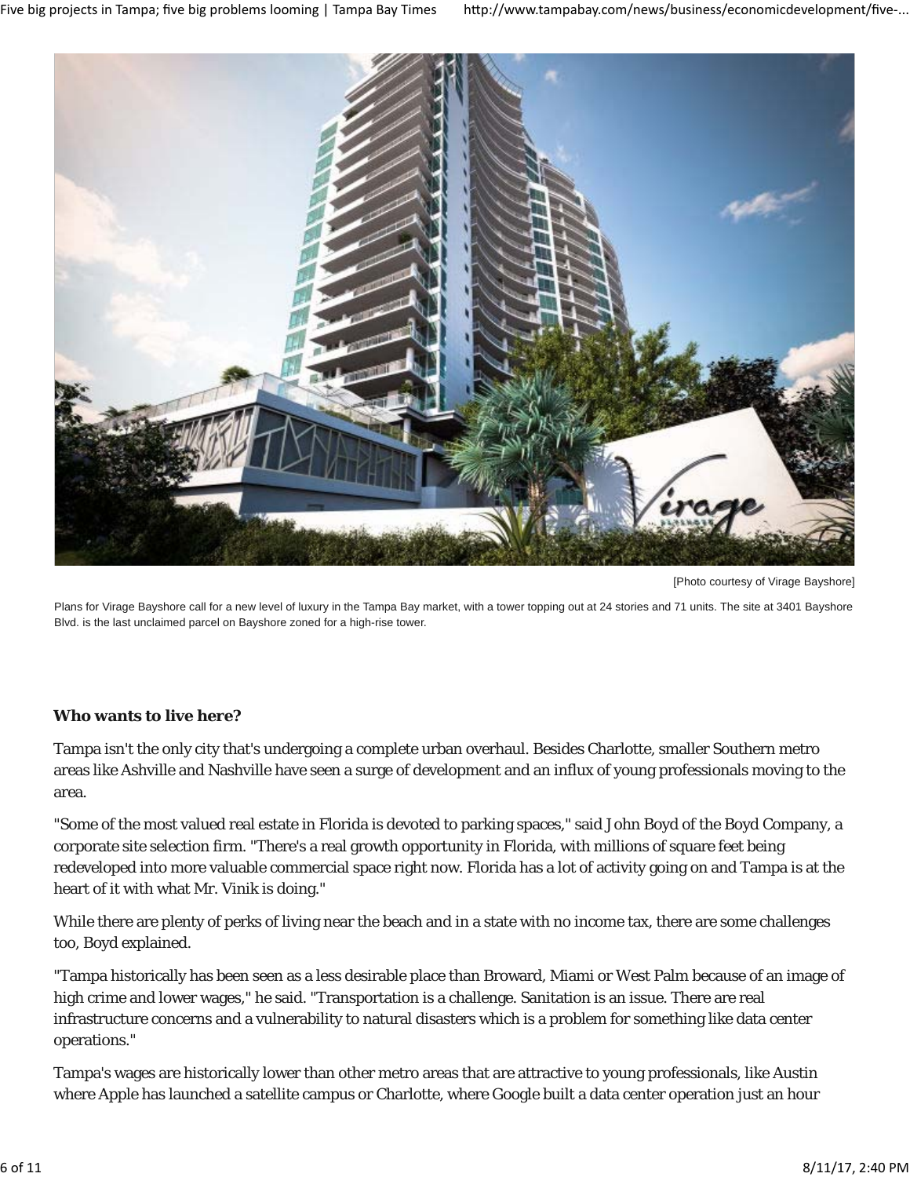[Photo courtesy of Virage Bayshore]

Plans for Virage Bayshore call for a new level of luxury in the Tampa Bay market, with a tower topping out at 24 stories and 71 units. The site at 3401 Bayshore Blvd. is the last unclaimed parcel on Bayshore zoned for a high-rise tower.

**Who wants to live here?**

Tampa isn't the only city that's undergoing a complete urban overhaul. Besides Charlotte, smaller Southern metro areas like Ashville and Nashville have seen a surge of development and an influx of young professionals moving to the area.

"Some of the most valued real estate in Florida is devoted to parking spaces," said John Boyd of the Boyd Company, a corporate site selection firm. "There's a real growth opportunity in Florida, with millions of square feet being redeveloped into more valuable commercial space right now. Florida has a lot of activity going on and Tampa is at the heart of it with what Mr. Vinik is doing."

While there are plenty of perks of living near the beach and in a state with no income tax, there are some challenges too, Boyd explained.

"Tampa historically has been seen as a less desirable place than Broward, Miami or West Palm because of an image of high crime and lower wages," he said. "Transportation is a challenge. Sanitation is an issue. There are real infrastructure concerns and a vulnerability to natural disasters which is a problem for something like data center operations."

Tampa's wages are historically lower than other metro areas that are attractive to young professionals, like Austin where Apple has launched a satellite campus or Charlotte, where Google built a data center operation just an hour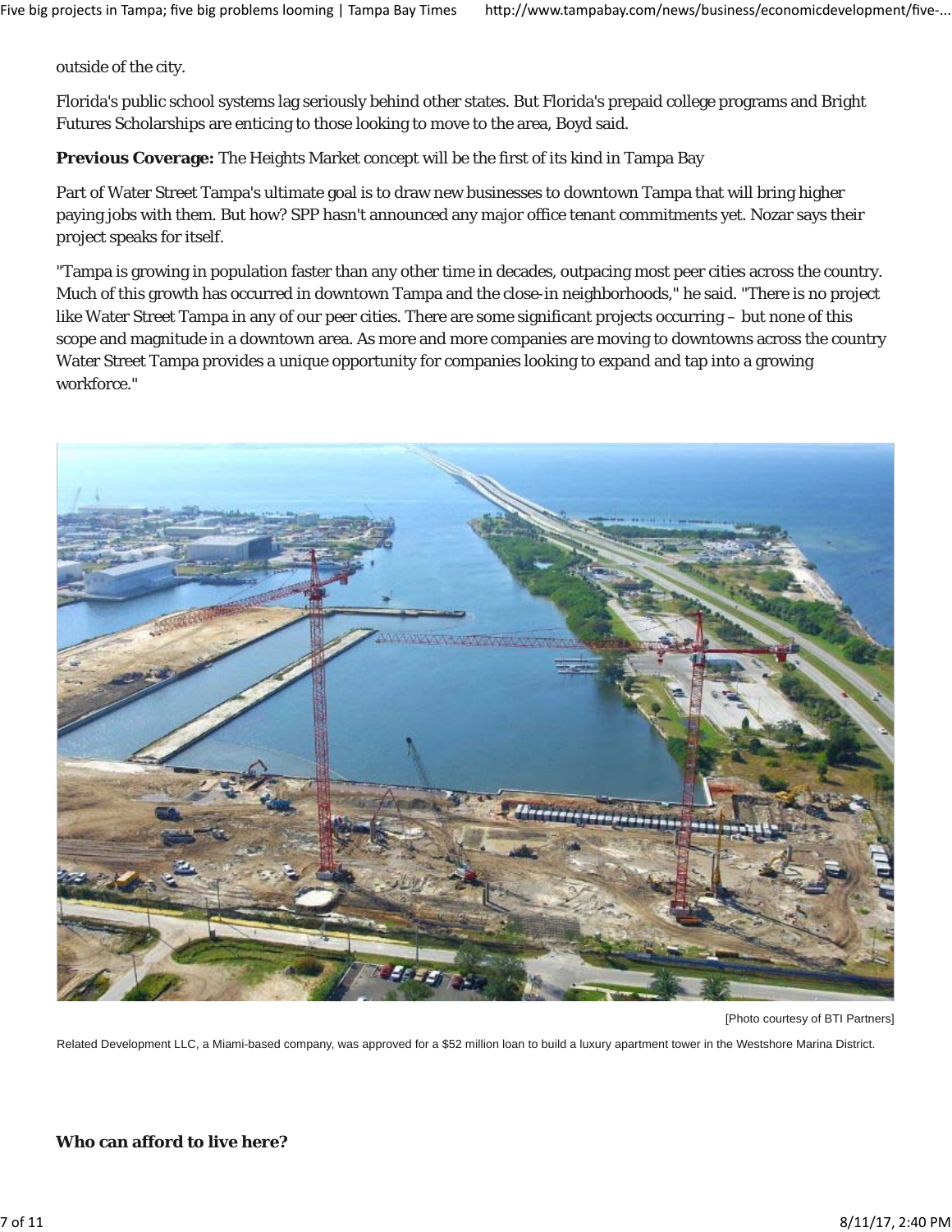outside of the city.

Florida's public school systems lag seriously behind other states. But Florida's prepaid college programs and Bright Futures Scholarships are enticing to those looking to move to the area, Boyd said.

**Previous Coverage:** The Heights Market concept will be the first of its kind in Tampa Bay

Part of Water Street Tampa's ultimate goal is to draw new businesses to downtown Tampa that will bring higher paying jobs with them. But how? SPP hasn't announced any major office tenant commitments yet. Nozar says their project speaks for itself.

"Tampa is growing in population faster than any other time in decades, outpacing most peer cities across the country. Much of this growth has occurred in downtown Tampa and the close-in neighborhoods," he said. "There is no project like Water Street Tampa in any of our peer cities. There are some significant projects occurring – but none of this scope and magnitude in a downtown area. As more and more companies are moving to downtowns across the country Water Street Tampa provides a unique opportunity for companies looking to expand and tap into a growing workforce."

[Photo courtesy of BTI Partners]

Related Development LLC, a Miami-based company, was approved for a $52 million loan to build a luxury apartment tower in the Westshore Marina District.

**Who can afford to live here?**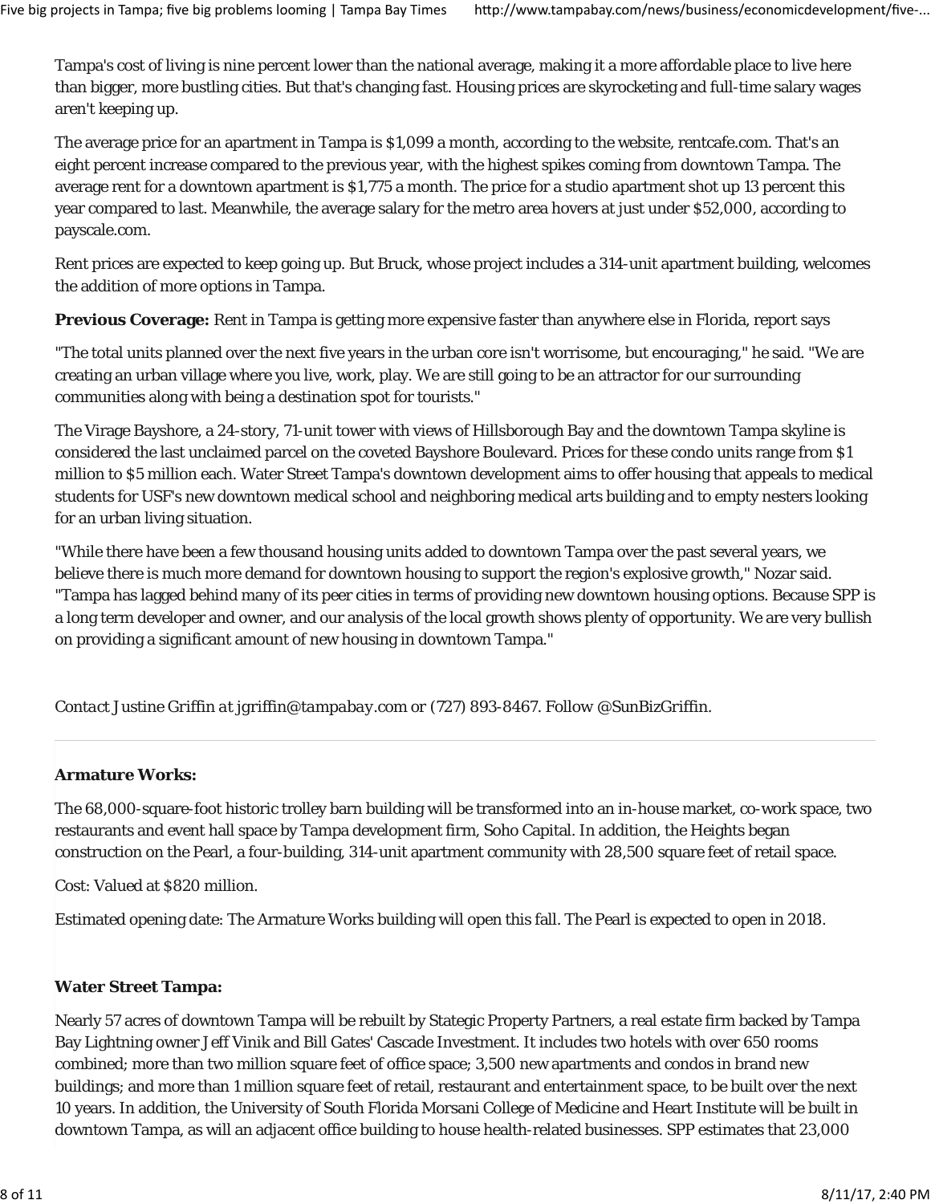Tampa's cost of living is nine percent lower than the national average, making it a more affordable place to live here than bigger, more bustling cities. But that's changing fast. Housing prices are skyrocketing and full-time salary wages aren't keeping up.

The average price for an apartment in Tampa is $1,099 a month, according to the website, rentcafe.com. That's an eight percent increase compared to the previous year, with the highest spikes coming from downtown Tampa. The average rent for a downtown apartment is $1,775 a month. The price for a studio apartment shot up 13 percent this year compared to last. Meanwhile, the average salary for the metro area hovers at just under $52,000, according to payscale.com.

Rent prices are expected to keep going up. But Bruck, whose project includes a 314-unit apartment building, welcomes the addition of more options in Tampa.

**Previous Coverage:** Rent in Tampa is getting more expensive faster than anywhere else in Florida, report says

"The total units planned over the next five years in the urban core isn't worrisome, but encouraging," he said. "We are creating an urban village where you live, work, play. We are still going to be an attractor for our surrounding communities along with being a destination spot for tourists."

The Virage Bayshore, a 24-story, 71-unit tower with views of Hillsborough Bay and the downtown Tampa skyline is considered the last unclaimed parcel on the coveted Bayshore Boulevard. Prices for these condo units range from $1 million to $5 million each. Water Street Tampa's downtown development aims to offer housing that appeals to medical students for USF's new downtown medical school and neighboring medical arts building and to empty nesters looking for an urban living situation.

"While there have been a few thousand housing units added to downtown Tampa over the past several years, we believe there is much more demand for downtown housing to support the region's explosive growth," Nozar said. "Tampa has lagged behind many of its peer cities in terms of providing new downtown housing options. Because SPP is a long term developer and owner, and our analysis of the local growth shows plenty of opportunity. We are very bullish on providing a significant amount of new housing in downtown Tampa."

*Contact Justine Griffin at jgriffin@tampabay.com or (727) 893-8467. Follow @SunBizGriffin.*

---

**Armature Works:**

The 68,000-square-foot historic trolley barn building will be transformed into an in-house market, co-work space, two restaurants and event hall space by Tampa development firm, Soho Capital. In addition, the Heights began construction on the Pearl, a four-building, 314-unit apartment community with 28,500 square feet of retail space.

Cost: Valued at $820 million.

Estimated opening date: The Armature Works building will open this fall. The Pearl is expected to open in 2018.

**Water Street Tampa:**

Nearly 57 acres of downtown Tampa will be rebuilt by Stategic Property Partners, a real estate firm backed by Tampa Bay Lightning owner Jeff Vinik and Bill Gates' Cascade Investment. It includes two hotels with over 650 rooms combined; more than two million square feet of office space; 3,500 new apartments and condos in brand new buildings; and more than 1 million square feet of retail, restaurant and entertainment space, to be built over the next 10 years. In addition, the University of South Florida Morsani College of Medicine and Heart Institute will be built in downtown Tampa, as will an adjacent office building to house health-related businesses. SPP estimates that 23,000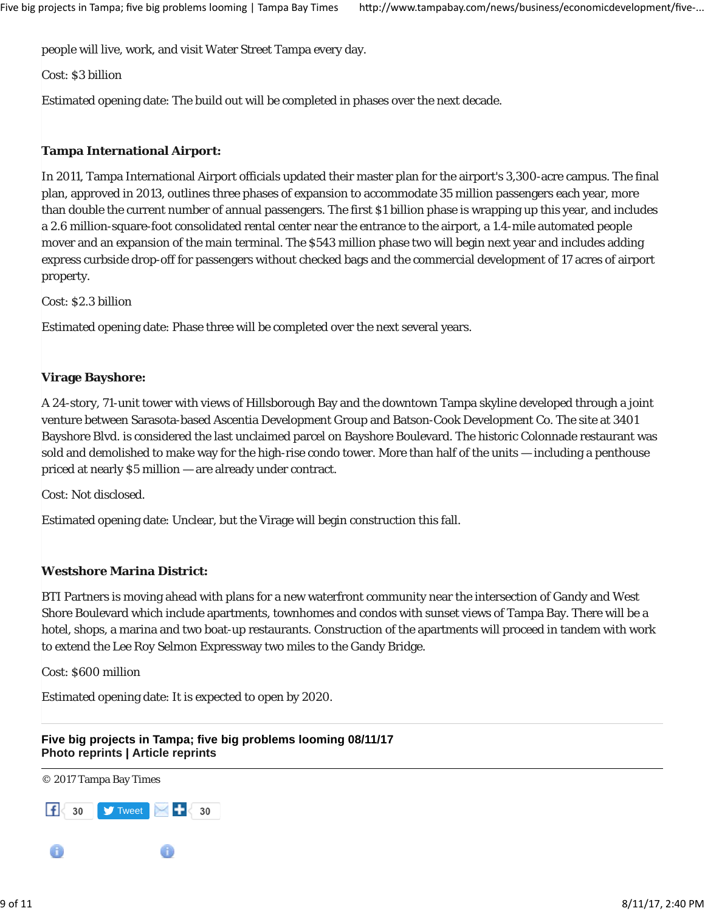people will live, work, and visit Water Street Tampa every day.

Cost: $3 billion

Estimated opening date: The build out will be completed in phases over the next decade.

**Tampa International Airport:**

In 2011, Tampa International Airport officials updated their master plan for the airport's 3,300-acre campus. The final plan, approved in 2013, outlines three phases of expansion to accommodate 35 million passengers each year, more than double the current number of annual passengers. The first $1 billion phase is wrapping up this year, and includes a 2.6 million-square-foot consolidated rental center near the entrance to the airport, a 1.4-mile automated people mover and an expansion of the main terminal. The $543 million phase two will begin next year and includes adding express curbside drop-off for passengers without checked bags and the commercial development of 17 acres of airport property.

Cost: $2.3 billion

Estimated opening date: Phase three will be completed over the next several years.

**Virage Bayshore:**

A 24-story, 71-unit tower with views of Hillsborough Bay and the downtown Tampa skyline developed through a joint venture between Sarasota-based Ascentia Development Group and Batson-Cook Development Co. The site at 3401 Bayshore Blvd. is considered the last unclaimed parcel on Bayshore Boulevard. The historic Colonnade restaurant was sold and demolished to make way for the high-rise condo tower. More than half of the units — including a penthouse priced at nearly $5 million — are already under contract.

Cost: Not disclosed.

Estimated opening date: Unclear, but the Virage will begin construction this fall.

**Westshore Marina District:**

BTI Partners is moving ahead with plans for a new waterfront community near the intersection of Gandy and West Shore Boulevard which include apartments, townhomes and condos with sunset views of Tampa Bay. There will be a hotel, shops, a marina and two boat-up restaurants. Construction of the apartments will proceed in tandem with work to extend the Lee Roy Selmon Expressway two miles to the Gandy Bridge.

Cost: $600 million

Estimated opening date: It is expected to open by 2020.

---

**Five big projects in Tampa; five big problems looming 08/11/17**
**Photo reprints | Article reprints**

© 2017 Tampa Bay Times